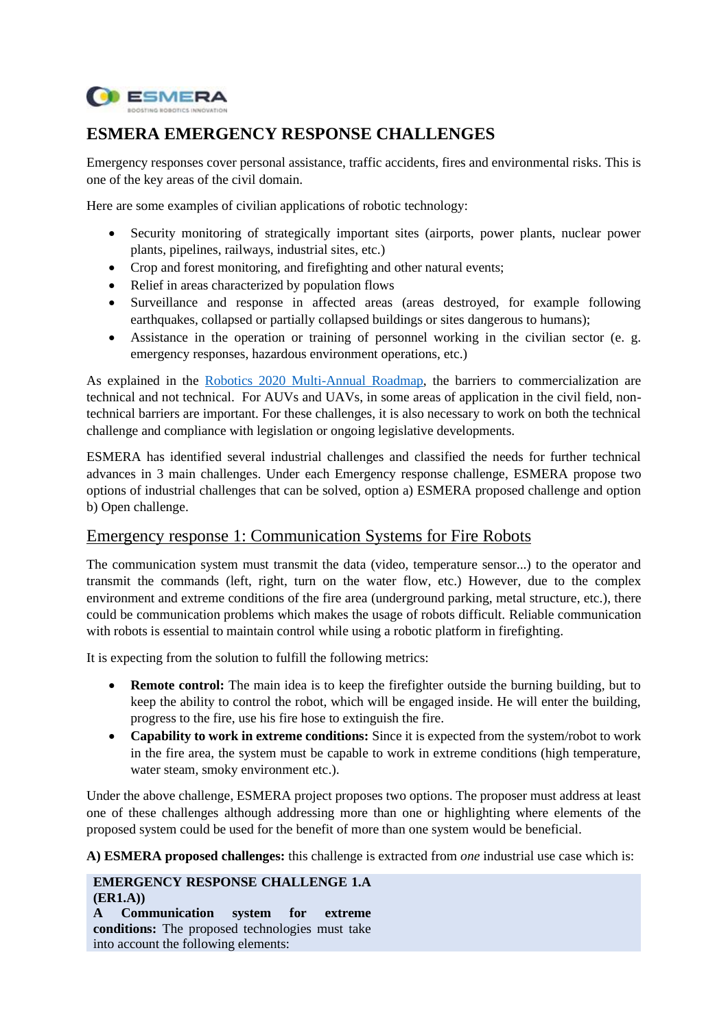# ESMERA EMERGENCY RESPONSE CHALLENGES

Emergency responses cover personal assistance, traffic accidents, fires and environmental risks. This is one of the key areas of the civil domain.

Here are some examples of civilian applications of robotic technology:

- Security monitoring of strategically important sites (airports, power plants, nuclear power plants, pipelines, railways, industrial sites, etc.)
- Crop and forest monitoring, and firefighting and other natural events;
- Relief in areas characterized by population flows
- Surveillance and response in affected areas (areas destroyed, for example following earthquakes, collapsed or partially collapsed buildings or sites dangerous to humans);
- Assistance in the operation or training of personnel working in the civilian sector (e. g. emergency responses, hazardous environment operations, etc.)

As explained in the [Robotics 2020 Multi-Annual Roadmap](), the barriers to commercialization are technical and not technical. For AUVs and UAVs, in some areas of application in the civil field, non-technical barriers are important. For these challenges, it is also necessary to work on both the technical challenge and compliance with legislation or ongoing legislative developments.

ESMERA has identified several industrial challenges and classified the needs for further technical advances in 3 main challenges. Under each Emergency response challenge, ESMERA propose two options of industrial challenges that can be solved, option a) ESMERA proposed challenge and option b) Open challenge.

## Emergency response 1: Communication Systems for Fire Robots

The communication system must transmit the data (video, temperature sensor...) to the operator and transmit the commands (left, right, turn on the water flow, etc.) However, due to the complex environment and extreme conditions of the fire area (underground parking, metal structure, etc.), there could be communication problems which makes the usage of robots difficult. Reliable communication with robots is essential to maintain control while using a robotic platform in firefighting.

It is expecting from the solution to fulfill the following metrics:

- **Remote control:** The main idea is to keep the firefighter outside the burning building, but to keep the ability to control the robot, which will be engaged inside. He will enter the building, progress to the fire, use his fire hose to extinguish the fire.
- **Capability to work in extreme conditions:** Since it is expected from the system/robot to work in the fire area, the system must be capable to work in extreme conditions (high temperature, water steam, smoky environment etc.).

Under the above challenge, ESMERA project proposes two options. The proposer must address at least one of these challenges although addressing more than one or highlighting where elements of the proposed system could be used for the benefit of more than one system would be beneficial.

**A) ESMERA proposed challenges:** this challenge is extracted from *one* industrial use case which is:

**EMERGENCY RESPONSE CHALLENGE 1.A (ER1.A))**
**A Communication system for extreme conditions:** The proposed technologies must take into account the following elements: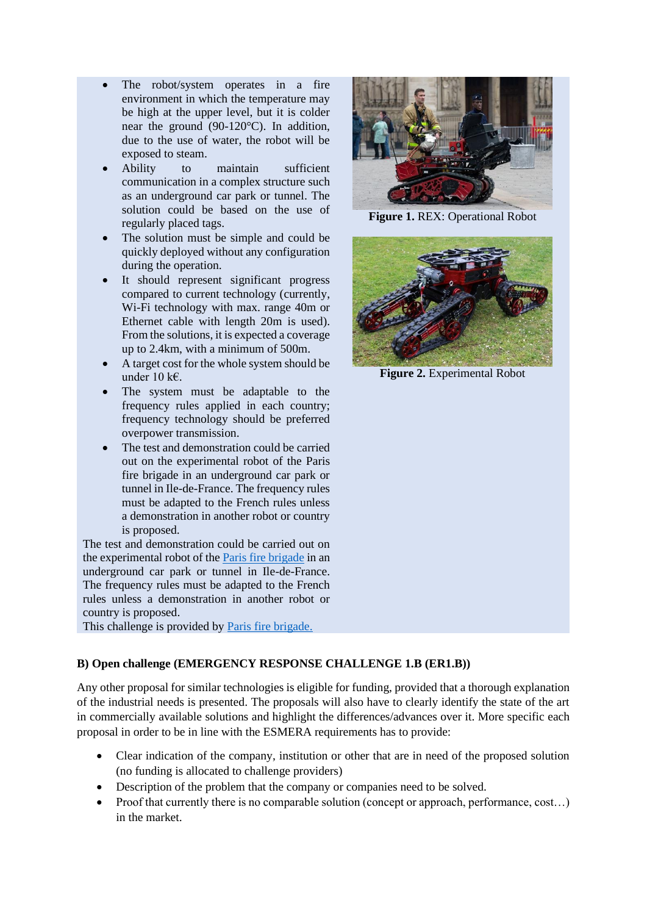- The robot/system operates in a fire environment in which the temperature may be high at the upper level, but it is colder near the ground (90-120°C). In addition, due to the use of water, the robot will be exposed to steam.
- Ability to maintain sufficient communication in a complex structure such as an underground car park or tunnel. The solution could be based on the use of regularly placed tags.
- The solution must be simple and could be quickly deployed without any configuration during the operation.
- It should represent significant progress compared to current technology (currently, Wi-Fi technology with max. range 40m or Ethernet cable with length 20m is used). From the solutions, it is expected a coverage up to 2.4km, with a minimum of 500m.
- A target cost for the whole system should be under 10 k€.
- The system must be adaptable to the frequency rules applied in each country; frequency technology should be preferred overpower transmission.
- The test and demonstration could be carried out on the experimental robot of the Paris fire brigade in an underground car park or tunnel in Ile-de-France. The frequency rules must be adapted to the French rules unless a demonstration in another robot or country is proposed.

The test and demonstration could be carried out on the experimental robot of the Paris fire brigade in an underground car park or tunnel in Ile-de-France. The frequency rules must be adapted to the French rules unless a demonstration in another robot or country is proposed.

This challenge is provided by Paris fire brigade.

**Figure 1.** REX: Operational Robot

**Figure 2.** Experimental Robot

**B) Open challenge (EMERGENCY RESPONSE CHALLENGE 1.B (ER1.B))**

Any other proposal for similar technologies is eligible for funding, provided that a thorough explanation of the industrial needs is presented. The proposals will also have to clearly identify the state of the art in commercially available solutions and highlight the differences/advances over it. More specific each proposal in order to be in line with the ESMERA requirements has to provide:

- Clear indication of the company, institution or other that are in need of the proposed solution (no funding is allocated to challenge providers)
- Description of the problem that the company or companies need to be solved.
- Proof that currently there is no comparable solution (concept or approach, performance, cost…) in the market.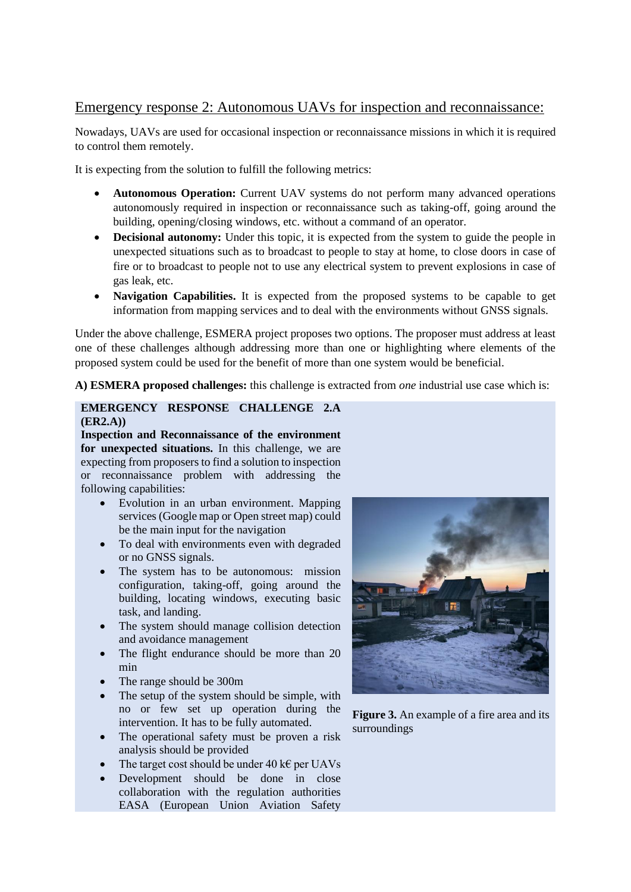## Emergency response 2: Autonomous UAVs for inspection and reconnaissance:

Nowadays, UAVs are used for occasional inspection or reconnaissance missions in which it is required to control them remotely.

It is expecting from the solution to fulfill the following metrics:

- **Autonomous Operation:** Current UAV systems do not perform many advanced operations autonomously required in inspection or reconnaissance such as taking-off, going around the building, opening/closing windows, etc. without a command of an operator.
- **Decisional autonomy:** Under this topic, it is expected from the system to guide the people in unexpected situations such as to broadcast to people to stay at home, to close doors in case of fire or to broadcast to people not to use any electrical system to prevent explosions in case of gas leak, etc.
- **Navigation Capabilities.** It is expected from the proposed systems to be capable to get information from mapping services and to deal with the environments without GNSS signals.

Under the above challenge, ESMERA project proposes two options. The proposer must address at least one of these challenges although addressing more than one or highlighting where elements of the proposed system could be used for the benefit of more than one system would be beneficial.

**A) ESMERA proposed challenges:** this challenge is extracted from *one* industrial use case which is:

**EMERGENCY RESPONSE CHALLENGE 2.A (ER2.A))**

**Inspection and Reconnaissance of the environment for unexpected situations.** In this challenge, we are expecting from proposers to find a solution to inspection or reconnaissance problem with addressing the following capabilities:

- Evolution in an urban environment. Mapping services (Google map or Open street map) could be the main input for the navigation
- To deal with environments even with degraded or no GNSS signals.
- The system has to be autonomous: mission configuration, taking-off, going around the building, locating windows, executing basic task, and landing.
- The system should manage collision detection and avoidance management
- The flight endurance should be more than 20 min
- The range should be 300m
- The setup of the system should be simple, with no or few set up operation during the intervention. It has to be fully automated.
- The operational safety must be proven a risk analysis should be provided
- The target cost should be under 40 k€ per UAVs
- Development should be done in close collaboration with the regulation authorities EASA (European Union Aviation Safety

**Figure 3.** An example of a fire area and its surroundings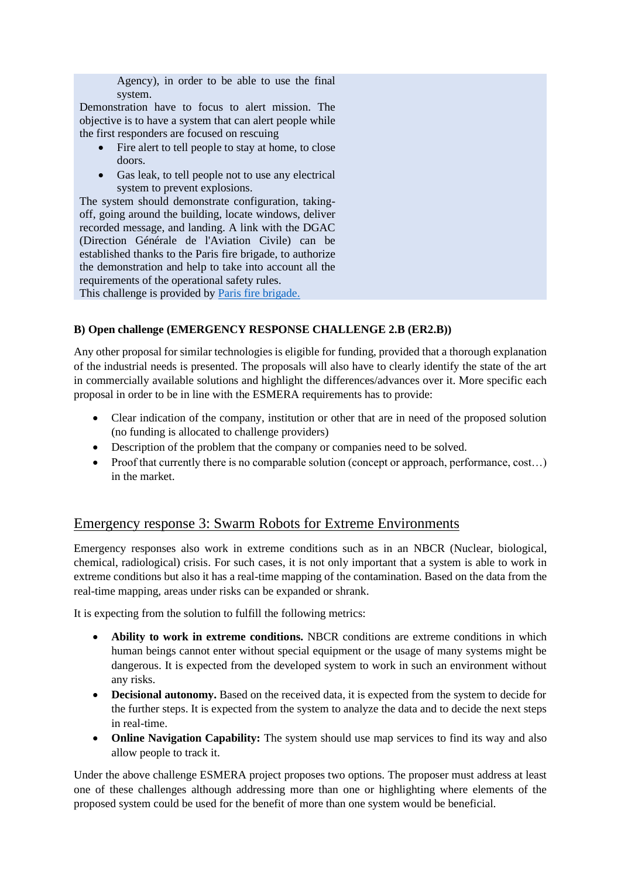Agency), in order to be able to use the final system.

Demonstration have to focus to alert mission. The objective is to have a system that can alert people while the first responders are focused on rescuing

- Fire alert to tell people to stay at home, to close doors.
- Gas leak, to tell people not to use any electrical system to prevent explosions.

The system should demonstrate configuration, taking-off, going around the building, locate windows, deliver recorded message, and landing. A link with the DGAC (Direction Générale de l'Aviation Civile) can be established thanks to the Paris fire brigade, to authorize the demonstration and help to take into account all the requirements of the operational safety rules.

This challenge is provided by Paris fire brigade.

**B) Open challenge (EMERGENCY RESPONSE CHALLENGE 2.B (ER2.B))**

Any other proposal for similar technologies is eligible for funding, provided that a thorough explanation of the industrial needs is presented. The proposals will also have to clearly identify the state of the art in commercially available solutions and highlight the differences/advances over it. More specific each proposal in order to be in line with the ESMERA requirements has to provide:

- Clear indication of the company, institution or other that are in need of the proposed solution (no funding is allocated to challenge providers)
- Description of the problem that the company or companies need to be solved.
- Proof that currently there is no comparable solution (concept or approach, performance, cost…) in the market.

## Emergency response 3: Swarm Robots for Extreme Environments

Emergency responses also work in extreme conditions such as in an NBCR (Nuclear, biological, chemical, radiological) crisis. For such cases, it is not only important that a system is able to work in extreme conditions but also it has a real-time mapping of the contamination. Based on the data from the real-time mapping, areas under risks can be expanded or shrank.

It is expecting from the solution to fulfill the following metrics:

- **Ability to work in extreme conditions.** NBCR conditions are extreme conditions in which human beings cannot enter without special equipment or the usage of many systems might be dangerous. It is expected from the developed system to work in such an environment without any risks.
- **Decisional autonomy.** Based on the received data, it is expected from the system to decide for the further steps. It is expected from the system to analyze the data and to decide the next steps in real-time.
- **Online Navigation Capability:** The system should use map services to find its way and also allow people to track it.

Under the above challenge ESMERA project proposes two options. The proposer must address at least one of these challenges although addressing more than one or highlighting where elements of the proposed system could be used for the benefit of more than one system would be beneficial.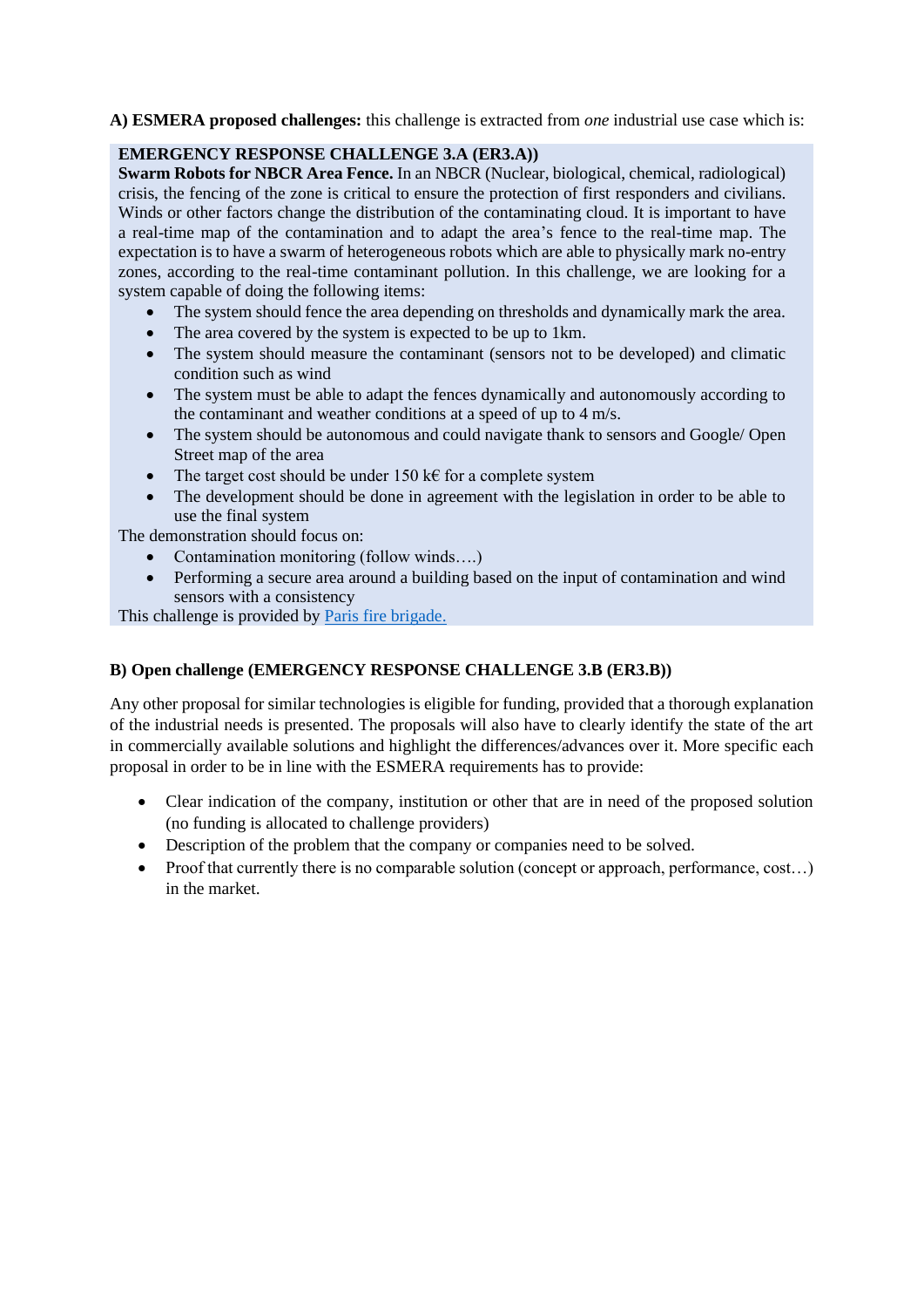**A) ESMERA proposed challenges:** this challenge is extracted from *one* industrial use case which is:

**EMERGENCY RESPONSE CHALLENGE 3.A (ER3.A))**
**Swarm Robots for NBCR Area Fence.** In an NBCR (Nuclear, biological, chemical, radiological) crisis, the fencing of the zone is critical to ensure the protection of first responders and civilians. Winds or other factors change the distribution of the contaminating cloud. It is important to have a real-time map of the contamination and to adapt the area's fence to the real-time map. The expectation is to have a swarm of heterogeneous robots which are able to physically mark no-entry zones, according to the real-time contaminant pollution. In this challenge, we are looking for a system capable of doing the following items:

- The system should fence the area depending on thresholds and dynamically mark the area.
- The area covered by the system is expected to be up to 1km.
- The system should measure the contaminant (sensors not to be developed) and climatic condition such as wind
- The system must be able to adapt the fences dynamically and autonomously according to the contaminant and weather conditions at a speed of up to 4 m/s.
- The system should be autonomous and could navigate thank to sensors and Google/ Open Street map of the area
- The target cost should be under 150 k€ for a complete system
- The development should be done in agreement with the legislation in order to be able to use the final system

The demonstration should focus on:

- Contamination monitoring (follow winds….)
- Performing a secure area around a building based on the input of contamination and wind sensors with a consistency

This challenge is provided by [Paris fire brigade.]

**B) Open challenge (EMERGENCY RESPONSE CHALLENGE 3.B (ER3.B))**

Any other proposal for similar technologies is eligible for funding, provided that a thorough explanation of the industrial needs is presented. The proposals will also have to clearly identify the state of the art in commercially available solutions and highlight the differences/advances over it. More specific each proposal in order to be in line with the ESMERA requirements has to provide:

- Clear indication of the company, institution or other that are in need of the proposed solution (no funding is allocated to challenge providers)
- Description of the problem that the company or companies need to be solved.
- Proof that currently there is no comparable solution (concept or approach, performance, cost…) in the market.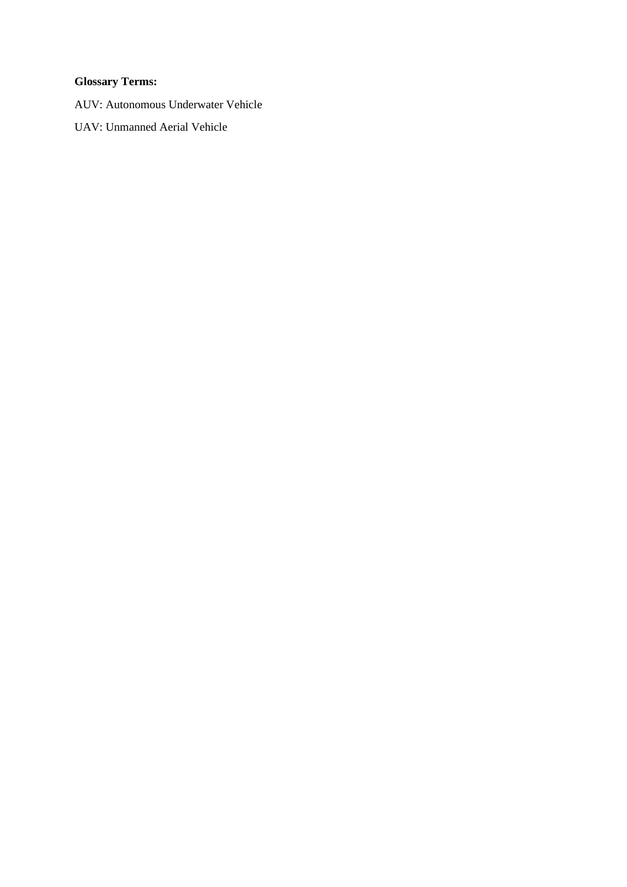**Glossary Terms:**

AUV: Autonomous Underwater Vehicle

UAV: Unmanned Aerial Vehicle